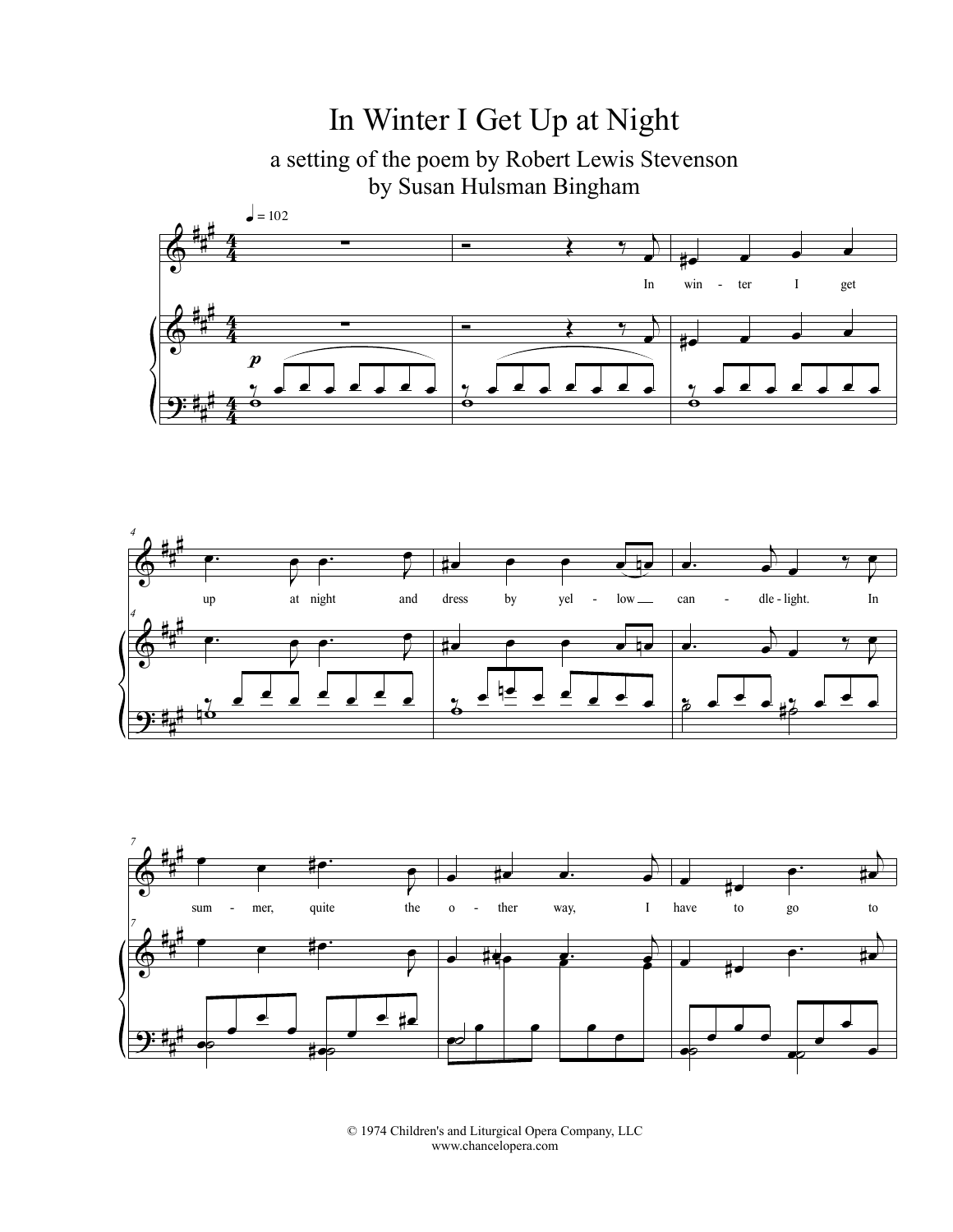# In Winter I Get Up at Night

a setting of the poem by Robert Lewis Stevenson
by Susan Hulsman Bingham

© 1974 Children's and Liturgical Opera Company, LLC
www.chancelopera.com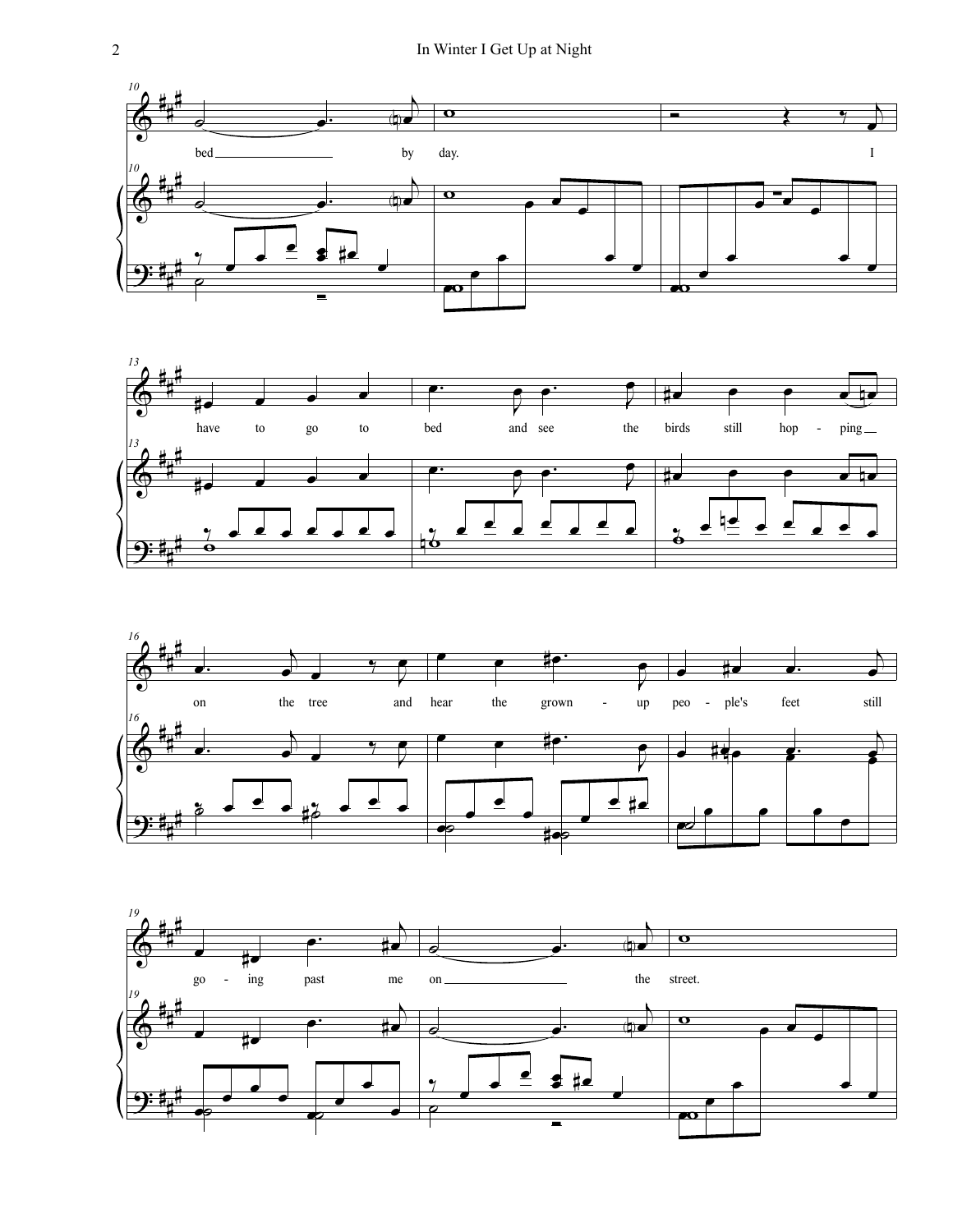bed by day.

I have to go to bed and see the birds still hop - ping on the tree and hear the grown - up peo - ple's feet still go - ing past me on the street.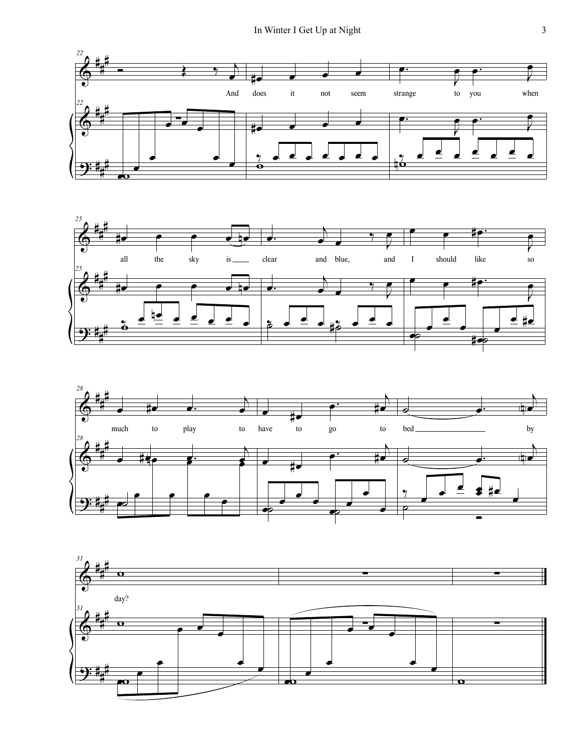And does it not seem strange to you when all the sky is clear and blue, and I should like so much to play to have to go to bed by day?